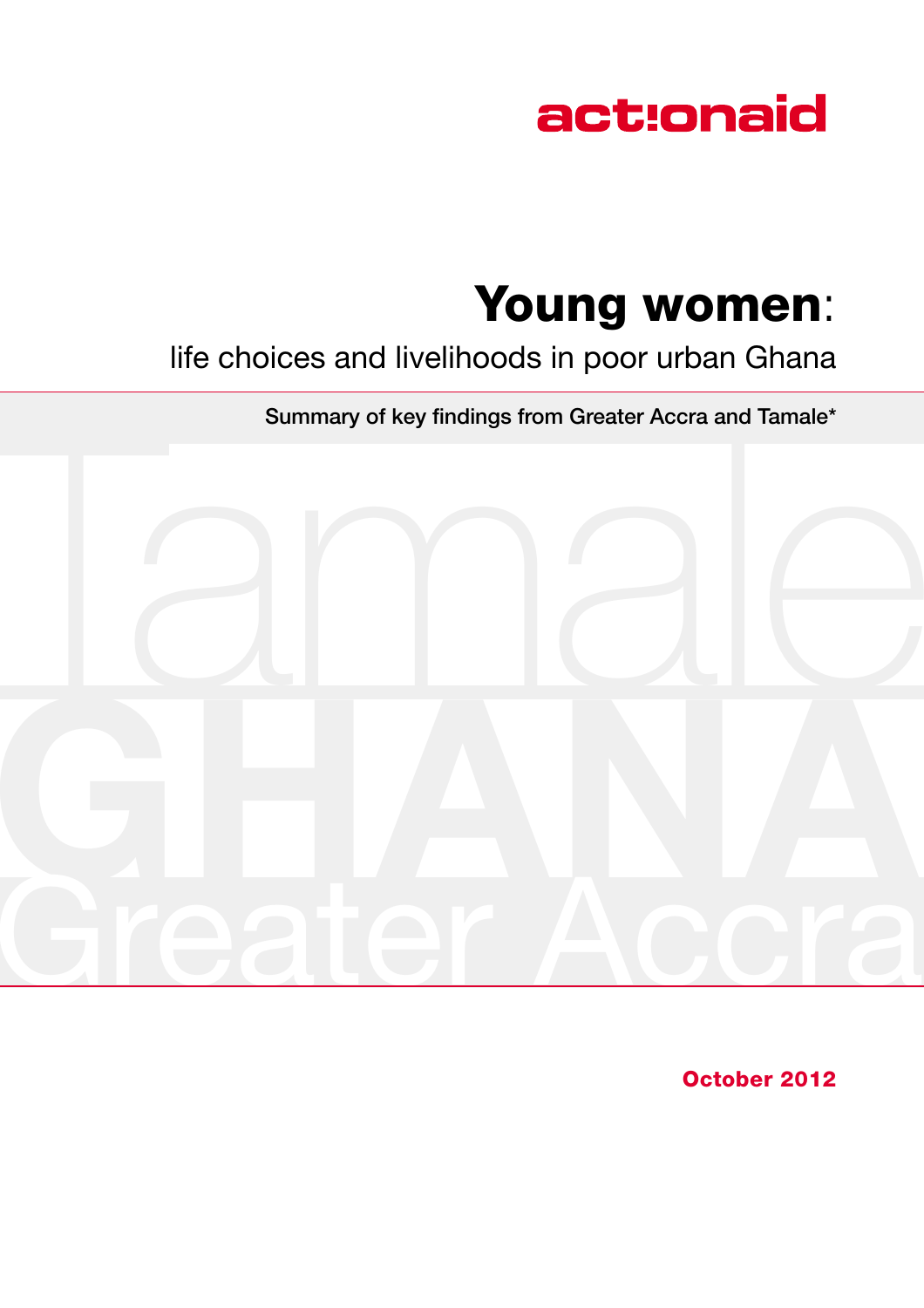actionaid

# Young women:

## life choices and livelihoods in poor urban Ghana

Summary of key findings from Greater Accra and Tamale*

Tamale

GHANA

Greater Accra

October 2012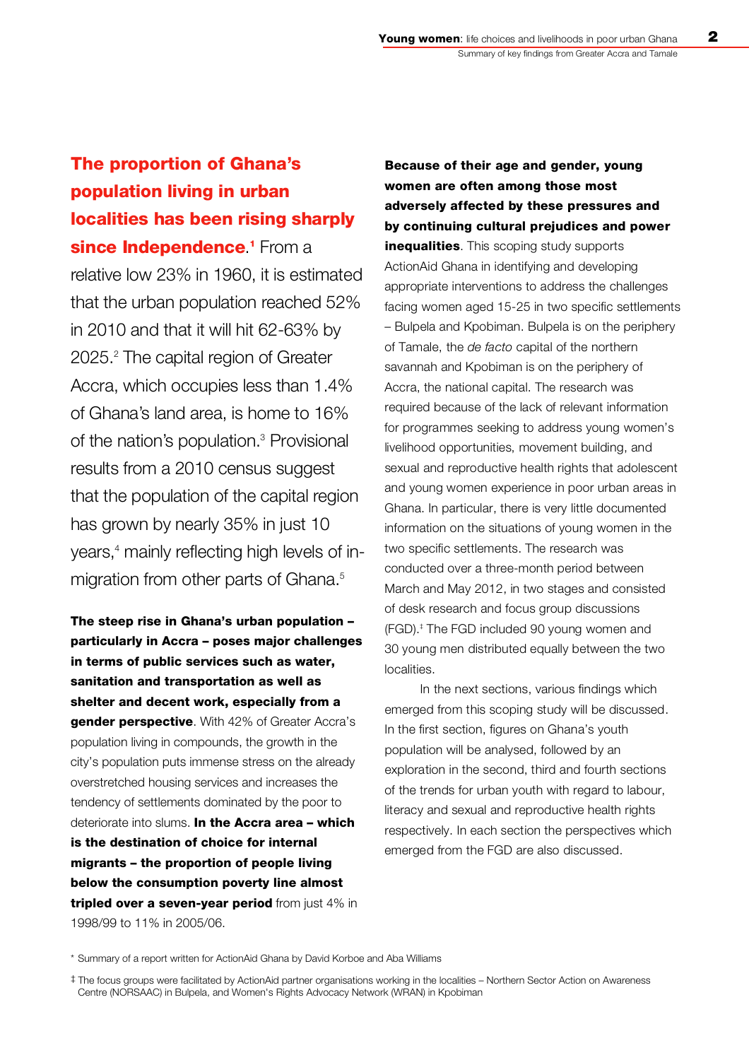**The proportion of Ghana's population living in urban localities has been rising sharply since Independence.**[1] From a relative low 23% in 1960, it is estimated that the urban population reached 52% in 2010 and that it will hit 62-63% by 2025.[2] The capital region of Greater Accra, which occupies less than 1.4% of Ghana's land area, is home to 16% of the nation's population.[3] Provisional results from a 2010 census suggest that the population of the capital region has grown by nearly 35% in just 10 years,[4] mainly reflecting high levels of in-migration from other parts of Ghana.[5]

**The steep rise in Ghana's urban population – particularly in Accra – poses major challenges in terms of public services such as water, sanitation and transportation as well as shelter and decent work, especially from a gender perspective**. With 42% of Greater Accra's population living in compounds, the growth in the city's population puts immense stress on the already overstretched housing services and increases the tendency of settlements dominated by the poor to deteriorate into slums. **In the Accra area – which is the destination of choice for internal migrants – the proportion of people living below the consumption poverty line almost tripled over a seven-year period** from just 4% in 1998/99 to 11% in 2005/06.

**Because of their age and gender, young women are often among those most adversely affected by these pressures and by continuing cultural prejudices and power inequalities**. This scoping study supports ActionAid Ghana in identifying and developing appropriate interventions to address the challenges facing women aged 15-25 in two specific settlements – Bulpela and Kpobiman. Bulpela is on the periphery of Tamale, the *de facto* capital of the northern savannah and Kpobiman is on the periphery of Accra, the national capital. The research was required because of the lack of relevant information for programmes seeking to address young women's livelihood opportunities, movement building, and sexual and reproductive health rights that adolescent and young women experience in poor urban areas in Ghana. In particular, there is very little documented information on the situations of young women in the two specific settlements. The research was conducted over a three-month period between March and May 2012, in two stages and consisted of desk research and focus group discussions (FGD).‡ The FGD included 90 young women and 30 young men distributed equally between the two localities.

In the next sections, various findings which emerged from this scoping study will be discussed. In the first section, figures on Ghana's youth population will be analysed, followed by an exploration in the second, third and fourth sections of the trends for urban youth with regard to labour, literacy and sexual and reproductive health rights respectively. In each section the perspectives which emerged from the FGD are also discussed.

\* Summary of a report written for ActionAid Ghana by David Korboe and Aba Williams

‡ The focus groups were facilitated by ActionAid partner organisations working in the localities – Northern Sector Action on Awareness Centre (NORSAAC) in Bulpela, and Women's Rights Advocacy Network (WRAN) in Kpobiman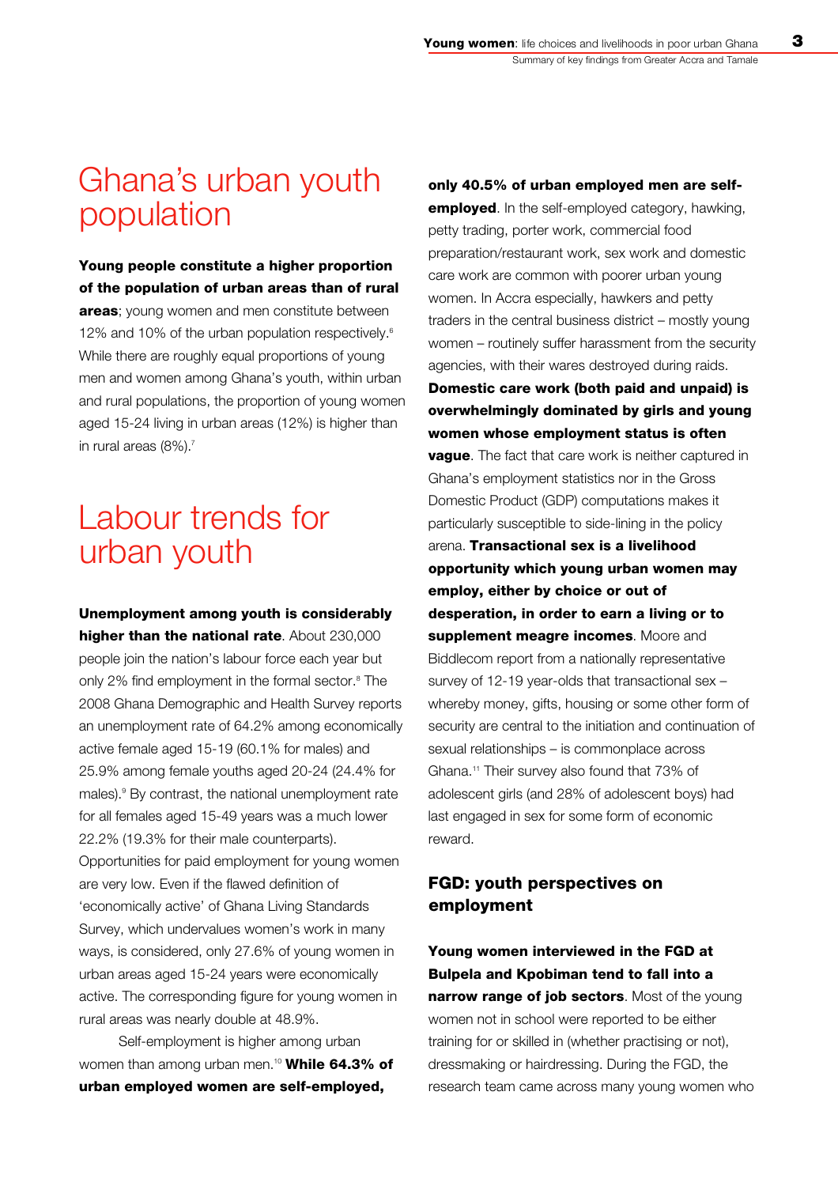# Ghana's urban youth population

**Young people constitute a higher proportion of the population of urban areas than of rural areas**; young women and men constitute between 12% and 10% of the urban population respectively.[6] While there are roughly equal proportions of young men and women among Ghana's youth, within urban and rural populations, the proportion of young women aged 15-24 living in urban areas (12%) is higher than in rural areas (8%).[7]

# Labour trends for urban youth

**Unemployment among youth is considerably higher than the national rate**. About 230,000 people join the nation's labour force each year but only 2% find employment in the formal sector.[8] The 2008 Ghana Demographic and Health Survey reports an unemployment rate of 64.2% among economically active female aged 15-19 (60.1% for males) and 25.9% among female youths aged 20-24 (24.4% for males).[9] By contrast, the national unemployment rate for all females aged 15-49 years was a much lower 22.2% (19.3% for their male counterparts). Opportunities for paid employment for young women are very low. Even if the flawed definition of 'economically active' of Ghana Living Standards Survey, which undervalues women's work in many ways, is considered, only 27.6% of young women in urban areas aged 15-24 years were economically active. The corresponding figure for young women in rural areas was nearly double at 48.9%.

Self-employment is higher among urban women than among urban men.[10] **While 64.3% of urban employed women are self-employed, only 40.5% of urban employed men are self-employed**. In the self-employed category, hawking, petty trading, porter work, commercial food preparation/restaurant work, sex work and domestic care work are common with poorer urban young women. In Accra especially, hawkers and petty traders in the central business district – mostly young women – routinely suffer harassment from the security agencies, with their wares destroyed during raids. **Domestic care work (both paid and unpaid) is overwhelmingly dominated by girls and young women whose employment status is often vague**. The fact that care work is neither captured in Ghana's employment statistics nor in the Gross Domestic Product (GDP) computations makes it particularly susceptible to side-lining in the policy arena. **Transactional sex is a livelihood opportunity which young urban women may employ, either by choice or out of desperation, in order to earn a living or to supplement meagre incomes**. Moore and Biddlecom report from a nationally representative survey of 12-19 year-olds that transactional sex – whereby money, gifts, housing or some other form of security are central to the initiation and continuation of sexual relationships – is commonplace across Ghana.[11] Their survey also found that 73% of adolescent girls (and 28% of adolescent boys) had last engaged in sex for some form of economic reward.

## FGD: youth perspectives on employment

**Young women interviewed in the FGD at Bulpela and Kpobiman tend to fall into a narrow range of job sectors**. Most of the young women not in school were reported to be either training for or skilled in (whether practising or not), dressmaking or hairdressing. During the FGD, the research team came across many young women who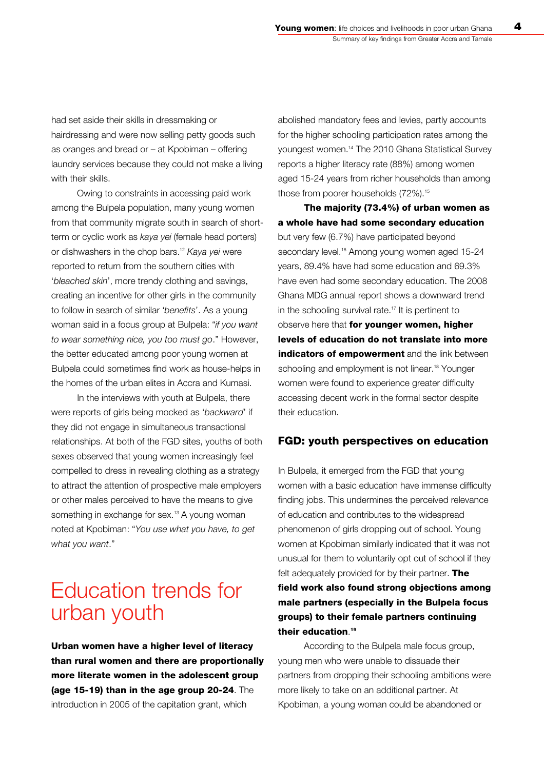had set aside their skills in dressmaking or hairdressing and were now selling petty goods such as oranges and bread or – at Kpobiman – offering laundry services because they could not make a living with their skills.

Owing to constraints in accessing paid work among the Bulpela population, many young women from that community migrate south in search of short-term or cyclic work as *kaya yei* (female head porters) or dishwashers in the chop bars.[12] *Kaya yei* were reported to return from the southern cities with '*bleached skin*', more trendy clothing and savings, creating an incentive for other girls in the community to follow in search of similar '*benefits*'. As a young woman said in a focus group at Bulpela: "*if you want to wear something nice, you too must go*." However, the better educated among poor young women at Bulpela could sometimes find work as house-helps in the homes of the urban elites in Accra and Kumasi.

In the interviews with youth at Bulpela, there were reports of girls being mocked as '*backward*' if they did not engage in simultaneous transactional relationships. At both of the FGD sites, youths of both sexes observed that young women increasingly feel compelled to dress in revealing clothing as a strategy to attract the attention of prospective male employers or other males perceived to have the means to give something in exchange for sex.[13] A young woman noted at Kpobiman: "*You use what you have, to get what you want*."

# Education trends for urban youth

**Urban women have a higher level of literacy than rural women and there are proportionally more literate women in the adolescent group (age 15-19) than in the age group 20-24**. The introduction in 2005 of the capitation grant, which abolished mandatory fees and levies, partly accounts for the higher schooling participation rates among the youngest women.[14] The 2010 Ghana Statistical Survey reports a higher literacy rate (88%) among women aged 15-24 years from richer households than among those from poorer households (72%).[15]

**The majority (73.4%) of urban women as a whole have had some secondary education** but very few (6.7%) have participated beyond secondary level.[16] Among young women aged 15-24 years, 89.4% have had some education and 69.3% have even had some secondary education. The 2008 Ghana MDG annual report shows a downward trend in the schooling survival rate.[17] It is pertinent to observe here that **for younger women, higher levels of education do not translate into more indicators of empowerment** and the link between schooling and employment is not linear.[18] Younger women were found to experience greater difficulty accessing decent work in the formal sector despite their education.

## FGD: youth perspectives on education

In Bulpela, it emerged from the FGD that young women with a basic education have immense difficulty finding jobs. This undermines the perceived relevance of education and contributes to the widespread phenomenon of girls dropping out of school. Young women at Kpobiman similarly indicated that it was not unusual for them to voluntarily opt out of school if they felt adequately provided for by their partner. **The field work also found strong objections among male partners (especially in the Bulpela focus groups) to their female partners continuing their education**.[19]

According to the Bulpela male focus group, young men who were unable to dissuade their partners from dropping their schooling ambitions were more likely to take on an additional partner. At Kpobiman, a young woman could be abandoned or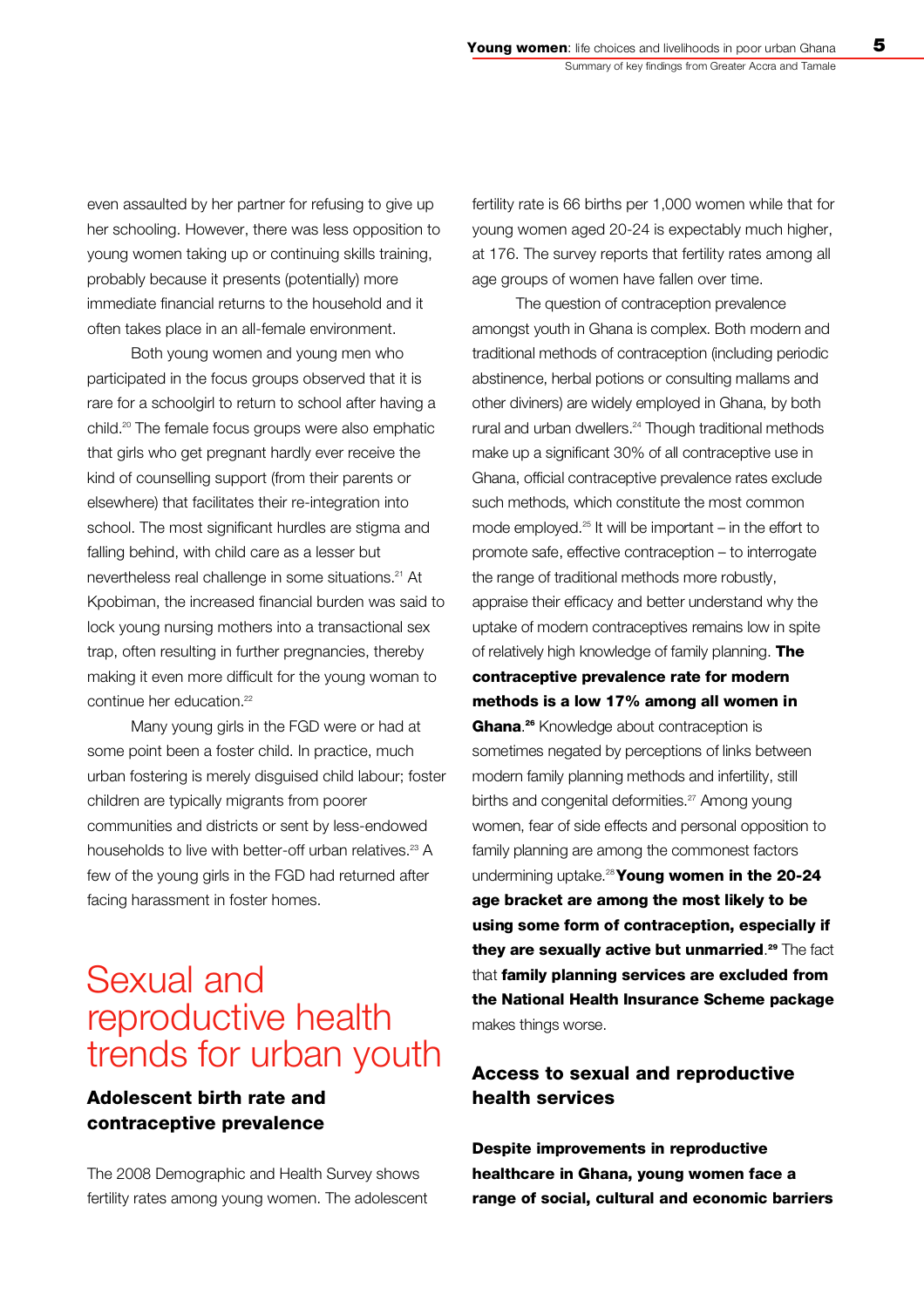even assaulted by her partner for refusing to give up her schooling. However, there was less opposition to young women taking up or continuing skills training, probably because it presents (potentially) more immediate financial returns to the household and it often takes place in an all-female environment.

Both young women and young men who participated in the focus groups observed that it is rare for a schoolgirl to return to school after having a child.[20] The female focus groups were also emphatic that girls who get pregnant hardly ever receive the kind of counselling support (from their parents or elsewhere) that facilitates their re-integration into school. The most significant hurdles are stigma and falling behind, with child care as a lesser but nevertheless real challenge in some situations.[21] At Kpobiman, the increased financial burden was said to lock young nursing mothers into a transactional sex trap, often resulting in further pregnancies, thereby making it even more difficult for the young woman to continue her education.[22]

Many young girls in the FGD were or had at some point been a foster child. In practice, much urban fostering is merely disguised child labour; foster children are typically migrants from poorer communities and districts or sent by less-endowed households to live with better-off urban relatives.[23] A few of the young girls in the FGD had returned after facing harassment in foster homes.

# Sexual and reproductive health trends for urban youth

## Adolescent birth rate and contraceptive prevalence

The 2008 Demographic and Health Survey shows fertility rates among young women. The adolescent fertility rate is 66 births per 1,000 women while that for young women aged 20-24 is expectably much higher, at 176. The survey reports that fertility rates among all age groups of women have fallen over time.

The question of contraception prevalence amongst youth in Ghana is complex. Both modern and traditional methods of contraception (including periodic abstinence, herbal potions or consulting mallams and other diviners) are widely employed in Ghana, by both rural and urban dwellers.[24] Though traditional methods make up a significant 30% of all contraceptive use in Ghana, official contraceptive prevalence rates exclude such methods, which constitute the most common mode employed.[25] It will be important – in the effort to promote safe, effective contraception – to interrogate the range of traditional methods more robustly, appraise their efficacy and better understand why the uptake of modern contraceptives remains low in spite of relatively high knowledge of family planning. **The contraceptive prevalence rate for modern methods is a low 17% among all women in Ghana**.[26] Knowledge about contraception is sometimes negated by perceptions of links between modern family planning methods and infertility, still births and congenital deformities.[27] Among young women, fear of side effects and personal opposition to family planning are among the commonest factors undermining uptake.[28] **Young women in the 20-24 age bracket are among the most likely to be using some form of contraception, especially if they are sexually active but unmarried**.[29] The fact that **family planning services are excluded from the National Health Insurance Scheme package** makes things worse.

## Access to sexual and reproductive health services

**Despite improvements in reproductive healthcare in Ghana, young women face a range of social, cultural and economic barriers**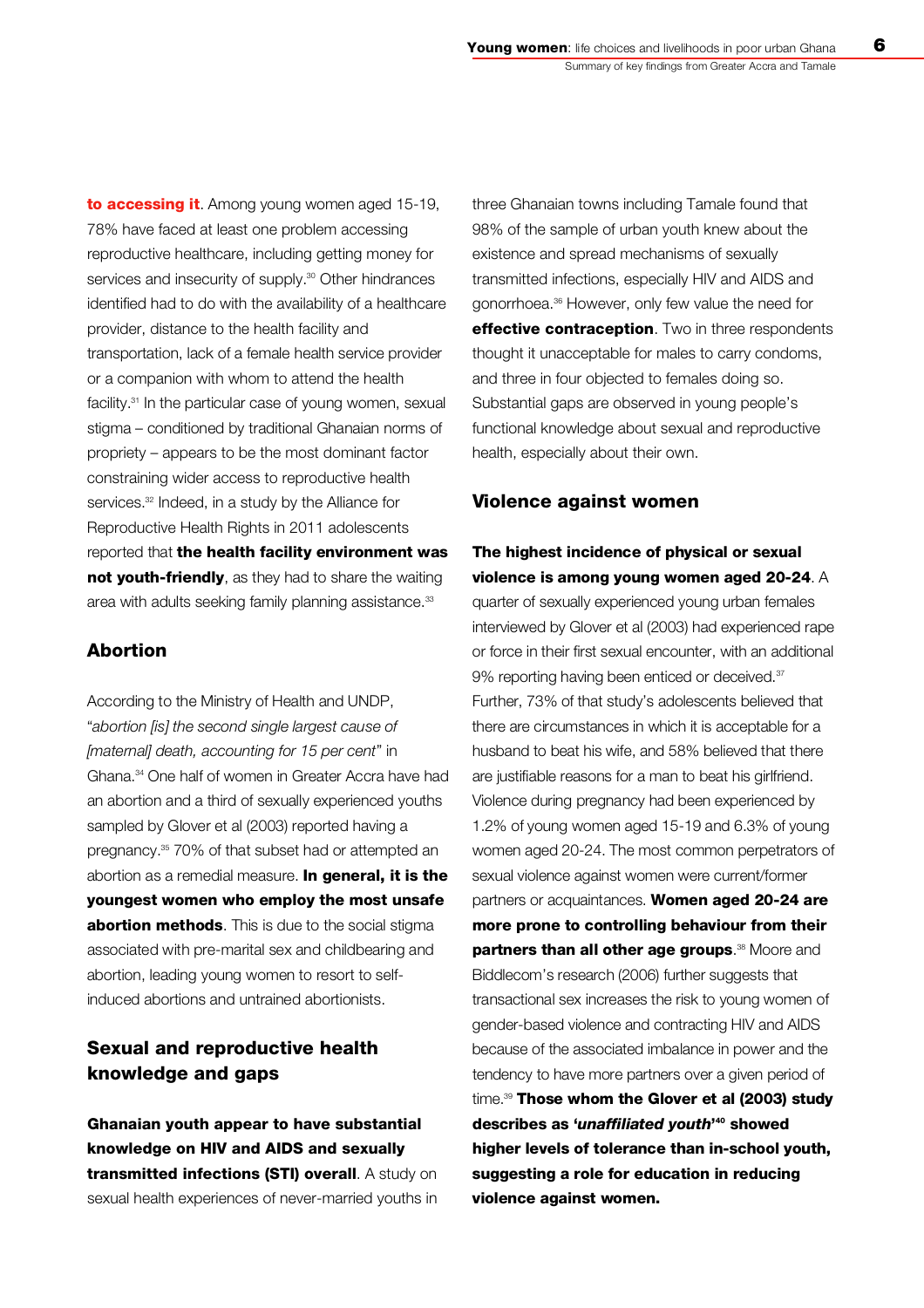**to accessing it**. Among young women aged 15-19, 78% have faced at least one problem accessing reproductive healthcare, including getting money for services and insecurity of supply.[30] Other hindrances identified had to do with the availability of a healthcare provider, distance to the health facility and transportation, lack of a female health service provider or a companion with whom to attend the health facility.[31] In the particular case of young women, sexual stigma – conditioned by traditional Ghanaian norms of propriety – appears to be the most dominant factor constraining wider access to reproductive health services.[32] Indeed, in a study by the Alliance for Reproductive Health Rights in 2011 adolescents reported that **the health facility environment was not youth-friendly**, as they had to share the waiting area with adults seeking family planning assistance.[33]

## Abortion

According to the Ministry of Health and UNDP, "*abortion [is] the second single largest cause of [maternal] death, accounting for 15 per cent*" in Ghana.[34] One half of women in Greater Accra have had an abortion and a third of sexually experienced youths sampled by Glover et al (2003) reported having a pregnancy.[35] 70% of that subset had or attempted an abortion as a remedial measure. **In general, it is the youngest women who employ the most unsafe abortion methods**. This is due to the social stigma associated with pre-marital sex and childbearing and abortion, leading young women to resort to self-induced abortions and untrained abortionists.

## Sexual and reproductive health knowledge and gaps

**Ghanaian youth appear to have substantial knowledge on HIV and AIDS and sexually transmitted infections (STI) overall**. A study on sexual health experiences of never-married youths in three Ghanaian towns including Tamale found that 98% of the sample of urban youth knew about the existence and spread mechanisms of sexually transmitted infections, especially HIV and AIDS and gonorrhoea.[36] However, only few value the need for **effective contraception**. Two in three respondents thought it unacceptable for males to carry condoms, and three in four objected to females doing so. Substantial gaps are observed in young people's functional knowledge about sexual and reproductive health, especially about their own.

## Violence against women

**The highest incidence of physical or sexual violence is among young women aged 20-24**. A quarter of sexually experienced young urban females interviewed by Glover et al (2003) had experienced rape or force in their first sexual encounter, with an additional 9% reporting having been enticed or deceived.[37] Further, 73% of that study's adolescents believed that there are circumstances in which it is acceptable for a husband to beat his wife, and 58% believed that there are justifiable reasons for a man to beat his girlfriend. Violence during pregnancy had been experienced by 1.2% of young women aged 15-19 and 6.3% of young women aged 20-24. The most common perpetrators of sexual violence against women were current/former partners or acquaintances. **Women aged 20-24 are more prone to controlling behaviour from their partners than all other age groups**.[38] Moore and Biddlecom's research (2006) further suggests that transactional sex increases the risk to young women of gender-based violence and contracting HIV and AIDS because of the associated imbalance in power and the tendency to have more partners over a given period of time.[39] **Those whom the Glover et al (2003) study describes as '*unaffiliated youth*'[40] showed higher levels of tolerance than in-school youth, suggesting a role for education in reducing violence against women.**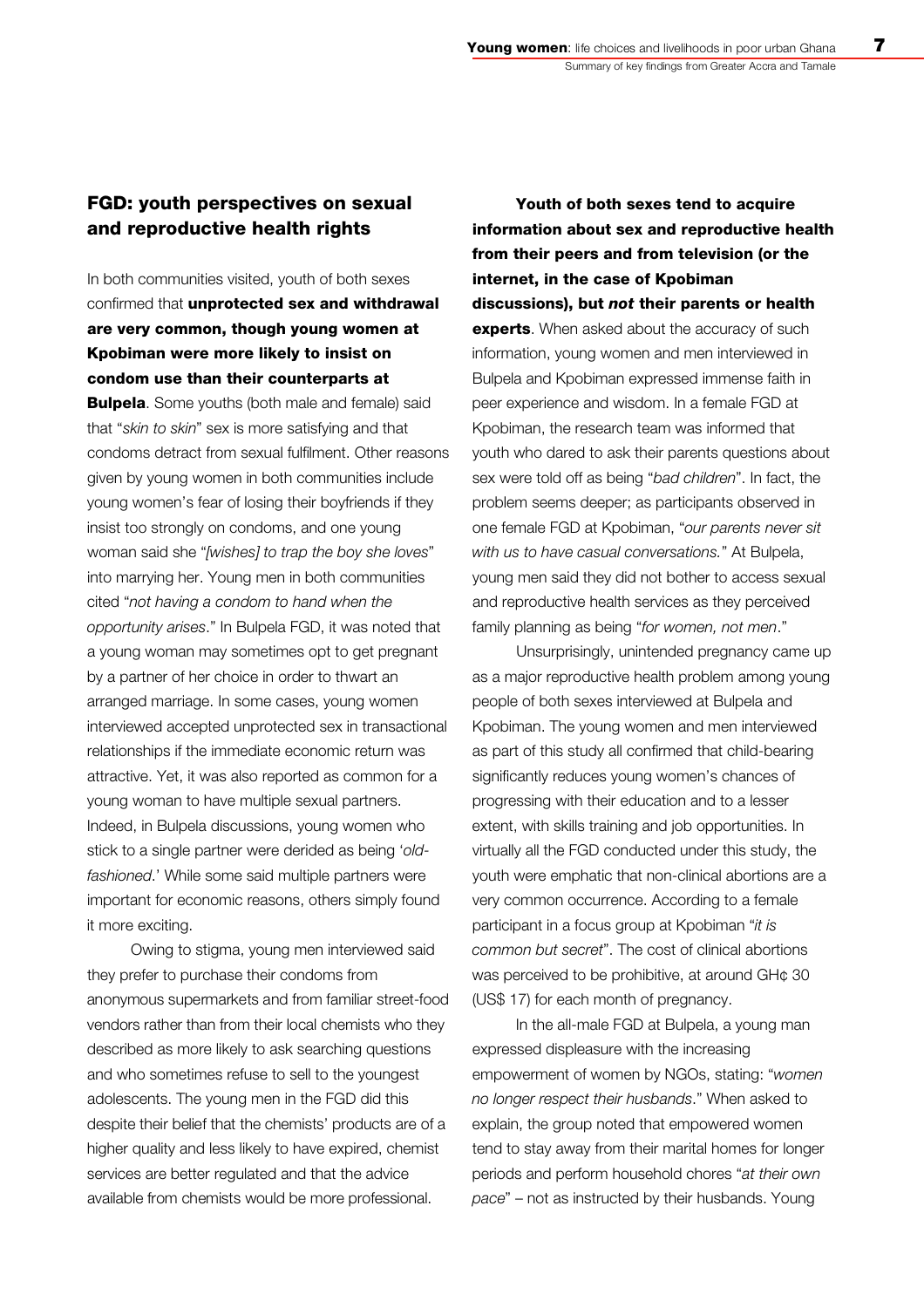## FGD: youth perspectives on sexual and reproductive health rights

In both communities visited, youth of both sexes confirmed that **unprotected sex and withdrawal are very common, though young women at Kpobiman were more likely to insist on condom use than their counterparts at Bulpela**. Some youths (both male and female) said that "*skin to skin*" sex is more satisfying and that condoms detract from sexual fulfilment. Other reasons given by young women in both communities include young women's fear of losing their boyfriends if they insist too strongly on condoms, and one young woman said she "*[wishes] to trap the boy she loves*" into marrying her. Young men in both communities cited "*not having a condom to hand when the opportunity arises*." In Bulpela FGD, it was noted that a young woman may sometimes opt to get pregnant by a partner of her choice in order to thwart an arranged marriage. In some cases, young women interviewed accepted unprotected sex in transactional relationships if the immediate economic return was attractive. Yet, it was also reported as common for a young woman to have multiple sexual partners. Indeed, in Bulpela discussions, young women who stick to a single partner were derided as being '*old-fashioned*.' While some said multiple partners were important for economic reasons, others simply found it more exciting.

Owing to stigma, young men interviewed said they prefer to purchase their condoms from anonymous supermarkets and from familiar street-food vendors rather than from their local chemists who they described as more likely to ask searching questions and who sometimes refuse to sell to the youngest adolescents. The young men in the FGD did this despite their belief that the chemists' products are of a higher quality and less likely to have expired, chemist services are better regulated and that the advice available from chemists would be more professional.

**Youth of both sexes tend to acquire information about sex and reproductive health from their peers and from television (or the internet, in the case of Kpobiman discussions), but *not* their parents or health experts**. When asked about the accuracy of such information, young women and men interviewed in Bulpela and Kpobiman expressed immense faith in peer experience and wisdom. In a female FGD at Kpobiman, the research team was informed that youth who dared to ask their parents questions about sex were told off as being "*bad children*". In fact, the problem seems deeper; as participants observed in one female FGD at Kpobiman, "*our parents never sit with us to have casual conversations.*" At Bulpela, young men said they did not bother to access sexual and reproductive health services as they perceived family planning as being "*for women, not men*."

Unsurprisingly, unintended pregnancy came up as a major reproductive health problem among young people of both sexes interviewed at Bulpela and Kpobiman. The young women and men interviewed as part of this study all confirmed that child-bearing significantly reduces young women's chances of progressing with their education and to a lesser extent, with skills training and job opportunities. In virtually all the FGD conducted under this study, the youth were emphatic that non-clinical abortions are a very common occurrence. According to a female participant in a focus group at Kpobiman "*it is common but secret*". The cost of clinical abortions was perceived to be prohibitive, at around GH¢ 30 (US$ 17) for each month of pregnancy.

In the all-male FGD at Bulpela, a young man expressed displeasure with the increasing empowerment of women by NGOs, stating: "*women no longer respect their husbands*." When asked to explain, the group noted that empowered women tend to stay away from their marital homes for longer periods and perform household chores "*at their own pace*" – not as instructed by their husbands. Young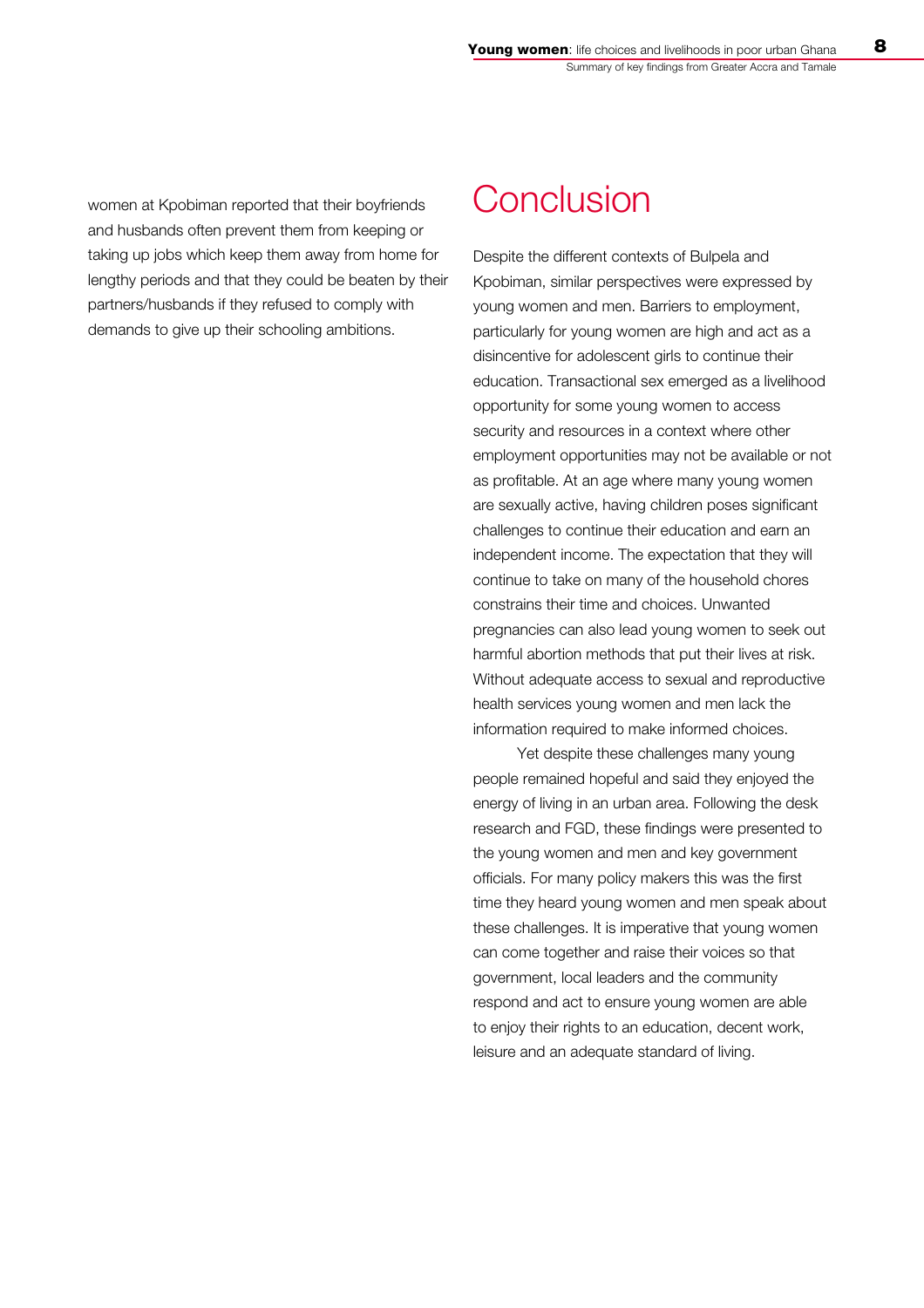women at Kpobiman reported that their boyfriends and husbands often prevent them from keeping or taking up jobs which keep them away from home for lengthy periods and that they could be beaten by their partners/husbands if they refused to comply with demands to give up their schooling ambitions.

# Conclusion

Despite the different contexts of Bulpela and Kpobiman, similar perspectives were expressed by young women and men. Barriers to employment, particularly for young women are high and act as a disincentive for adolescent girls to continue their education. Transactional sex emerged as a livelihood opportunity for some young women to access security and resources in a context where other employment opportunities may not be available or not as profitable. At an age where many young women are sexually active, having children poses significant challenges to continue their education and earn an independent income. The expectation that they will continue to take on many of the household chores constrains their time and choices. Unwanted pregnancies can also lead young women to seek out harmful abortion methods that put their lives at risk. Without adequate access to sexual and reproductive health services young women and men lack the information required to make informed choices.

Yet despite these challenges many young people remained hopeful and said they enjoyed the energy of living in an urban area. Following the desk research and FGD, these findings were presented to the young women and men and key government officials. For many policy makers this was the first time they heard young women and men speak about these challenges. It is imperative that young women can come together and raise their voices so that government, local leaders and the community respond and act to ensure young women are able to enjoy their rights to an education, decent work, leisure and an adequate standard of living.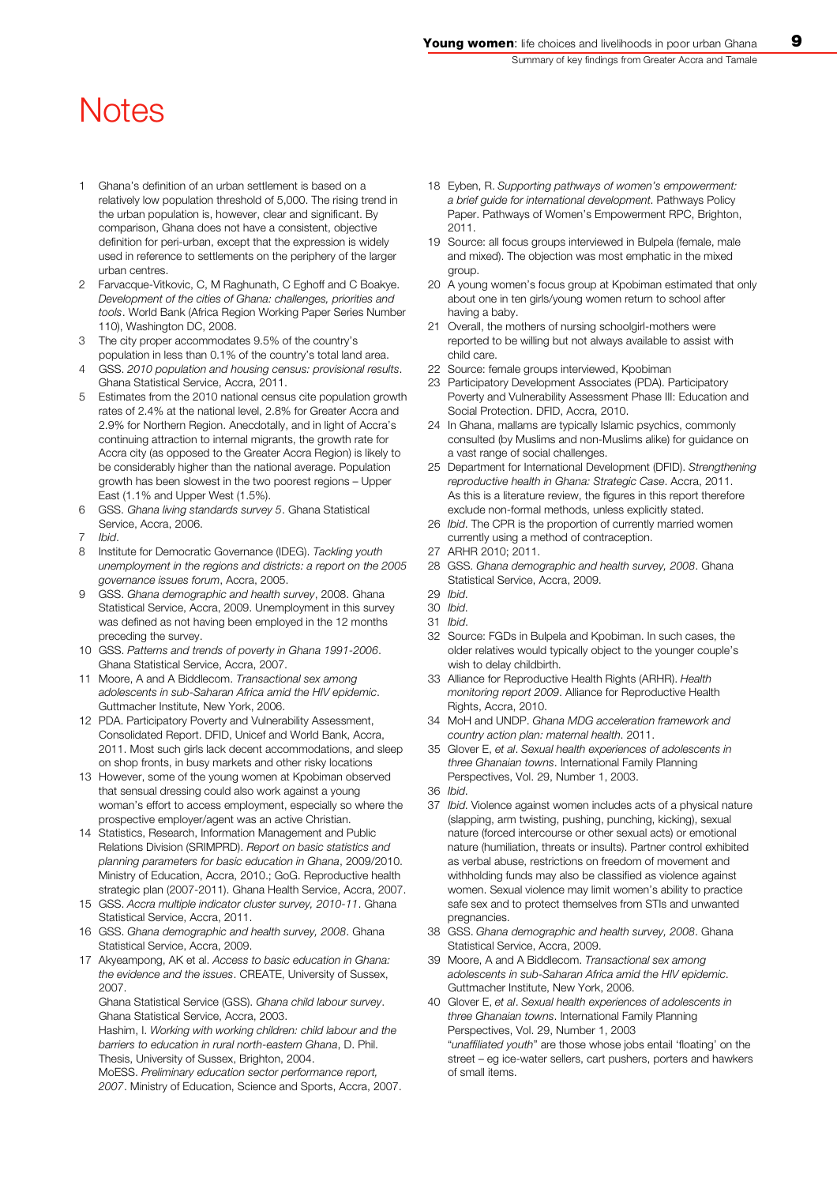# Notes

1. Ghana's definition of an urban settlement is based on a relatively low population threshold of 5,000. The rising trend in the urban population is, however, clear and significant. By comparison, Ghana does not have a consistent, objective definition for peri-urban, except that the expression is widely used in reference to settlements on the periphery of the larger urban centres.
2. Farvacque-Vitkovic, C, M Raghunath, C Eghoff and C Boakye. *Development of the cities of Ghana: challenges, priorities and tools*. World Bank (Africa Region Working Paper Series Number 110), Washington DC, 2008.
3. The city proper accommodates 9.5% of the country's population in less than 0.1% of the country's total land area.
4. GSS. *2010 population and housing census: provisional results*. Ghana Statistical Service, Accra, 2011.
5. Estimates from the 2010 national census cite population growth rates of 2.4% at the national level, 2.8% for Greater Accra and 2.9% for Northern Region. Anecdotally, and in light of Accra's continuing attraction to internal migrants, the growth rate for Accra city (as opposed to the Greater Accra Region) is likely to be considerably higher than the national average. Population growth has been slowest in the two poorest regions – Upper East (1.1% and Upper West (1.5%).
6. GSS. *Ghana living standards survey 5*. Ghana Statistical Service, Accra, 2006.
7. *Ibid*.
8. Institute for Democratic Governance (IDEG). *Tackling youth unemployment in the regions and districts: a report on the 2005 governance issues forum*, Accra, 2005.
9. GSS. *Ghana demographic and health survey*, 2008. Ghana Statistical Service, Accra, 2009. Unemployment in this survey was defined as not having been employed in the 12 months preceding the survey.
10. GSS. *Patterns and trends of poverty in Ghana 1991-2006*. Ghana Statistical Service, Accra, 2007.
11. Moore, A and A Biddlecom. *Transactional sex among adolescents in sub-Saharan Africa amid the HIV epidemic*. Guttmacher Institute, New York, 2006.
12. PDA. Participatory Poverty and Vulnerability Assessment, Consolidated Report. DFID, Unicef and World Bank, Accra, 2011. Most such girls lack decent accommodations, and sleep on shop fronts, in busy markets and other risky locations
13. However, some of the young women at Kpobiman observed that sensual dressing could also work against a young woman's effort to access employment, especially so where the prospective employer/agent was an active Christian.
14. Statistics, Research, Information Management and Public Relations Division (SRIMPRD). *Report on basic statistics and planning parameters for basic education in Ghana*, 2009/2010. Ministry of Education, Accra, 2010.; GoG. Reproductive health strategic plan (2007-2011). Ghana Health Service, Accra, 2007.
15. GSS. *Accra multiple indicator cluster survey, 2010-11*. Ghana Statistical Service, Accra, 2011.
16. GSS. *Ghana demographic and health survey, 2008*. Ghana Statistical Service, Accra, 2009.
17. Akyeampong, AK et al. *Access to basic education in Ghana: the evidence and the issues*. CREATE, University of Sussex, 2007.
    Ghana Statistical Service (GSS). *Ghana child labour survey*. Ghana Statistical Service, Accra, 2003.
    Hashim, I. *Working with working children: child labour and the barriers to education in rural north-eastern Ghana*, D. Phil. Thesis, University of Sussex, Brighton, 2004.
    MoESS. *Preliminary education sector performance report, 2007*. Ministry of Education, Science and Sports, Accra, 2007.
18. Eyben, R. *Supporting pathways of women's empowerment: a brief guide for international development*. Pathways Policy Paper. Pathways of Women's Empowerment RPC, Brighton, 2011.
19. Source: all focus groups interviewed in Bulpela (female, male and mixed). The objection was most emphatic in the mixed group.
20. A young women's focus group at Kpobiman estimated that only about one in ten girls/young women return to school after having a baby.
21. Overall, the mothers of nursing schoolgirl-mothers were reported to be willing but not always available to assist with child care.
22. Source: female groups interviewed, Kpobiman
23. Participatory Development Associates (PDA). Participatory Poverty and Vulnerability Assessment Phase III: Education and Social Protection. DFID, Accra, 2010.
24. In Ghana, mallams are typically Islamic psychics, commonly consulted (by Muslims and non-Muslims alike) for guidance on a vast range of social challenges.
25. Department for International Development (DFID). *Strengthening reproductive health in Ghana: Strategic Case*. Accra, 2011. As this is a literature review, the figures in this report therefore exclude non-formal methods, unless explicitly stated.
26. *Ibid*. The CPR is the proportion of currently married women currently using a method of contraception.
27. ARHR 2010; 2011.
28. GSS. *Ghana demographic and health survey, 2008*. Ghana Statistical Service, Accra, 2009.
29. *Ibid*.
30. *Ibid*.
31. *Ibid*.
32. Source: FGDs in Bulpela and Kpobiman. In such cases, the older relatives would typically object to the younger couple's wish to delay childbirth.
33. Alliance for Reproductive Health Rights (ARHR). *Health monitoring report 2009*. Alliance for Reproductive Health Rights, Accra, 2010.
34. MoH and UNDP. *Ghana MDG acceleration framework and country action plan: maternal health*. 2011.
35. Glover E, *et al*. *Sexual health experiences of adolescents in three Ghanaian towns*. International Family Planning Perspectives, Vol. 29, Number 1, 2003.
36. *Ibid*.
37. *Ibid*. Violence against women includes acts of a physical nature (slapping, arm twisting, pushing, punching, kicking), sexual nature (forced intercourse or other sexual acts) or emotional nature (humiliation, threats or insults). Partner control exhibited as verbal abuse, restrictions on freedom of movement and withholding funds may also be classified as violence against women. Sexual violence may limit women's ability to practice safe sex and to protect themselves from STIs and unwanted pregnancies.
38. GSS. *Ghana demographic and health survey, 2008*. Ghana Statistical Service, Accra, 2009.
39. Moore, A and A Biddlecom. *Transactional sex among adolescents in sub-Saharan Africa amid the HIV epidemic*. Guttmacher Institute, New York, 2006.
40. Glover E, *et al*. *Sexual health experiences of adolescents in three Ghanaian towns*. International Family Planning Perspectives, Vol. 29, Number 1, 2003
    "*unaffiliated youth*" are those whose jobs entail 'floating' on the street – eg ice-water sellers, cart pushers, porters and hawkers of small items.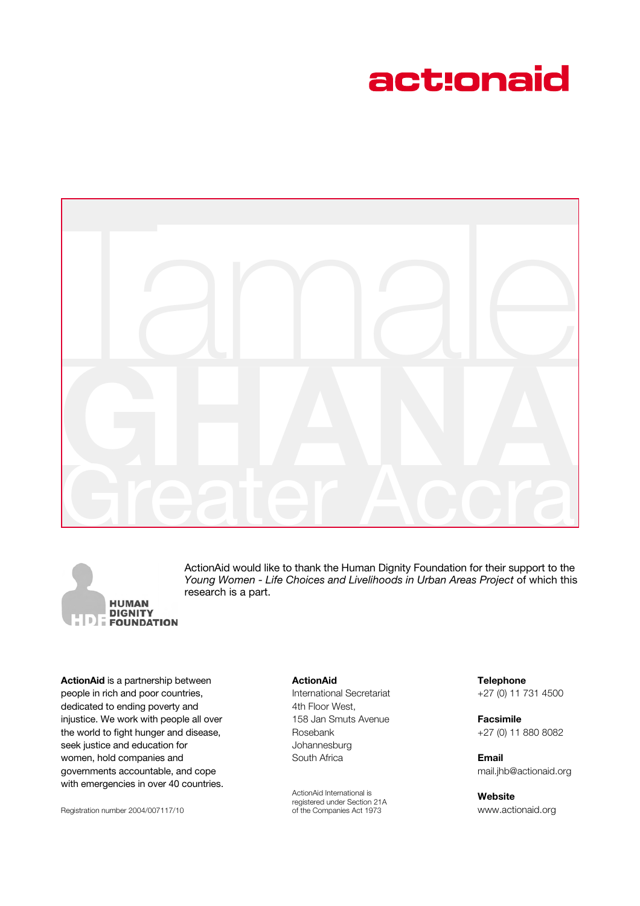actionaid

Tamale

GHANA

Greater Accra

HUMAN DIGNITY FOUNDATION

ActionAid would like to thank the Human Dignity Foundation for their support to the *Young Women - Life Choices and Livelihoods in Urban Areas Project* of which this research is a part.

**ActionAid** is a partnership between people in rich and poor countries, dedicated to ending poverty and injustice. We work with people all over the world to fight hunger and disease, seek justice and education for women, hold companies and governments accountable, and cope with emergencies in over 40 countries.

Registration number 2004/007117/10

**ActionAid**
International Secretariat
4th Floor West,
158 Jan Smuts Avenue
Rosebank
Johannesburg
South Africa

ActionAid International is registered under Section 21A of the Companies Act 1973

**Telephone**
+27 (0) 11 731 4500

**Facsimile**
+27 (0) 11 880 8082

**Email**
mail.jhb@actionaid.org

**Website**
www.actionaid.org